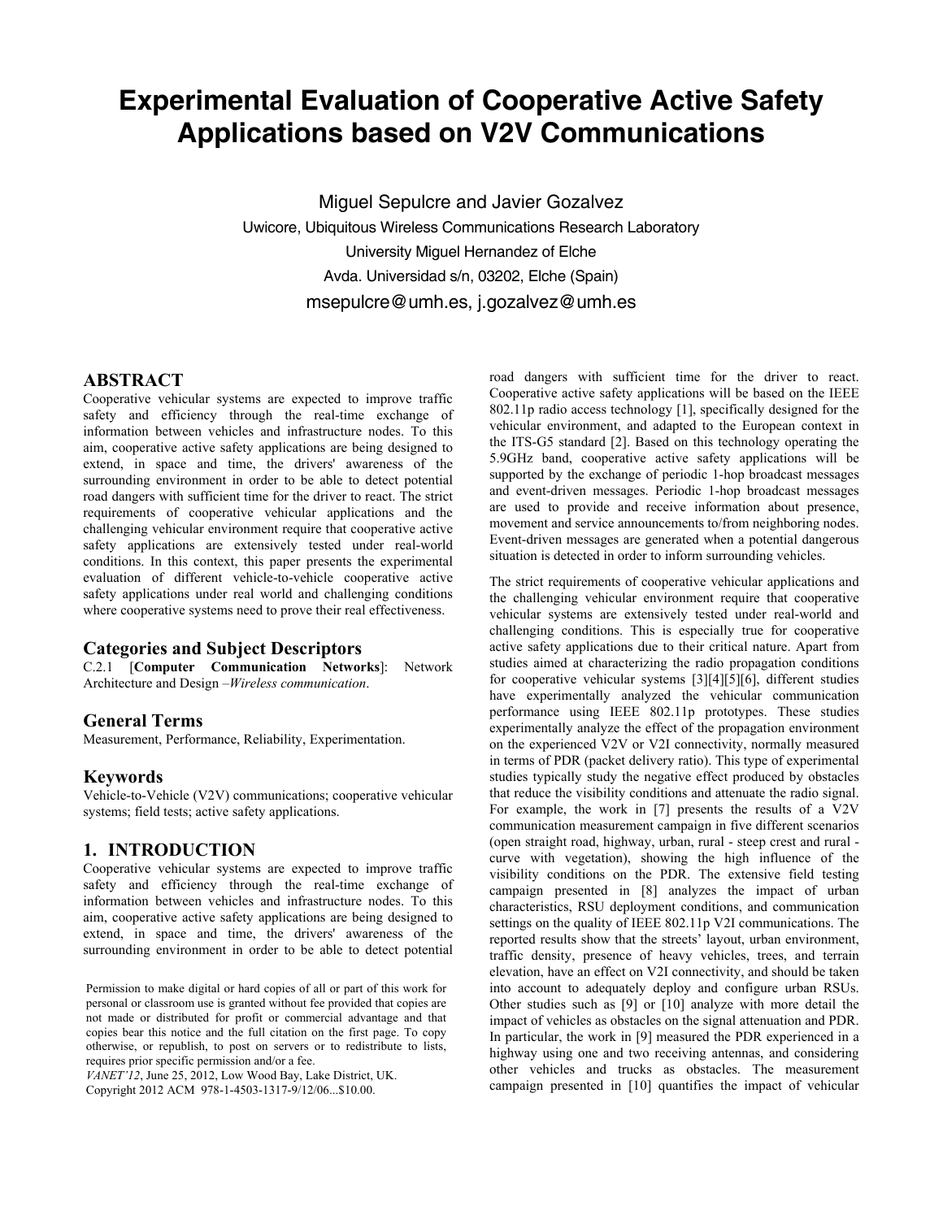# Experimental Evaluation of Cooperative Active Safety Applications based on V2V Communications

Miguel Sepulcre and Javier Gozalvez

Uwicore, Ubiquitous Wireless Communications Research Laboratory

University Miguel Hernandez of Elche

Avda. Universidad s/n, 03202, Elche (Spain)

msepulcre@umh.es, j.gozalvez@umh.es

## ABSTRACT

Cooperative vehicular systems are expected to improve traffic safety and efficiency through the real-time exchange of information between vehicles and infrastructure nodes. To this aim, cooperative active safety applications are being designed to extend, in space and time, the drivers' awareness of the surrounding environment in order to be able to detect potential road dangers with sufficient time for the driver to react. The strict requirements of cooperative vehicular applications and the challenging vehicular environment require that cooperative active safety applications are extensively tested under real-world conditions. In this context, this paper presents the experimental evaluation of different vehicle-to-vehicle cooperative active safety applications under real world and challenging conditions where cooperative systems need to prove their real effectiveness.

## Categories and Subject Descriptors

C.2.1 [**Computer Communication Networks**]: Network Architecture and Design –*Wireless communication*.

## General Terms

Measurement, Performance, Reliability, Experimentation.

## Keywords

Vehicle-to-Vehicle (V2V) communications; cooperative vehicular systems; field tests; active safety applications.

## 1. INTRODUCTION

Cooperative vehicular systems are expected to improve traffic safety and efficiency through the real-time exchange of information between vehicles and infrastructure nodes. To this aim, cooperative active safety applications are being designed to extend, in space and time, the drivers' awareness of the surrounding environment in order to be able to detect potential road dangers with sufficient time for the driver to react. Cooperative active safety applications will be based on the IEEE 802.11p radio access technology [1], specifically designed for the vehicular environment, and adapted to the European context in the ITS-G5 standard [2]. Based on this technology operating the 5.9GHz band, cooperative active safety applications will be supported by the exchange of periodic 1-hop broadcast messages and event-driven messages. Periodic 1-hop broadcast messages are used to provide and receive information about presence, movement and service announcements to/from neighboring nodes. Event-driven messages are generated when a potential dangerous situation is detected in order to inform surrounding vehicles.

The strict requirements of cooperative vehicular applications and the challenging vehicular environment require that cooperative vehicular systems are extensively tested under real-world and challenging conditions. This is especially true for cooperative active safety applications due to their critical nature. Apart from studies aimed at characterizing the radio propagation conditions for cooperative vehicular systems [3][4][5][6], different studies have experimentally analyzed the vehicular communication performance using IEEE 802.11p prototypes. These studies experimentally analyze the effect of the propagation environment on the experienced V2V or V2I connectivity, normally measured in terms of PDR (packet delivery ratio). This type of experimental studies typically study the negative effect produced by obstacles that reduce the visibility conditions and attenuate the radio signal. For example, the work in [7] presents the results of a V2V communication measurement campaign in five different scenarios (open straight road, highway, urban, rural - steep crest and rural - curve with vegetation), showing the high influence of the visibility conditions on the PDR. The extensive field testing campaign presented in [8] analyzes the impact of urban characteristics, RSU deployment conditions, and communication settings on the quality of IEEE 802.11p V2I communications. The reported results show that the streets' layout, urban environment, traffic density, presence of heavy vehicles, trees, and terrain elevation, have an effect on V2I connectivity, and should be taken into account to adequately deploy and configure urban RSUs. Other studies such as [9] or [10] analyze with more detail the impact of vehicles as obstacles on the signal attenuation and PDR. In particular, the work in [9] measured the PDR experienced in a highway using one and two receiving antennas, and considering other vehicles and trucks as obstacles. The measurement campaign presented in [10] quantifies the impact of vehicular

Permission to make digital or hard copies of all or part of this work for personal or classroom use is granted without fee provided that copies are not made or distributed for profit or commercial advantage and that copies bear this notice and the full citation on the first page. To copy otherwise, or republish, to post on servers or to redistribute to lists, requires prior specific permission and/or a fee.
*VANET'12*, June 25, 2012, Low Wood Bay, Lake District, UK.
Copyright 2012 ACM 978-1-4503-1317-9/12/06...$10.00.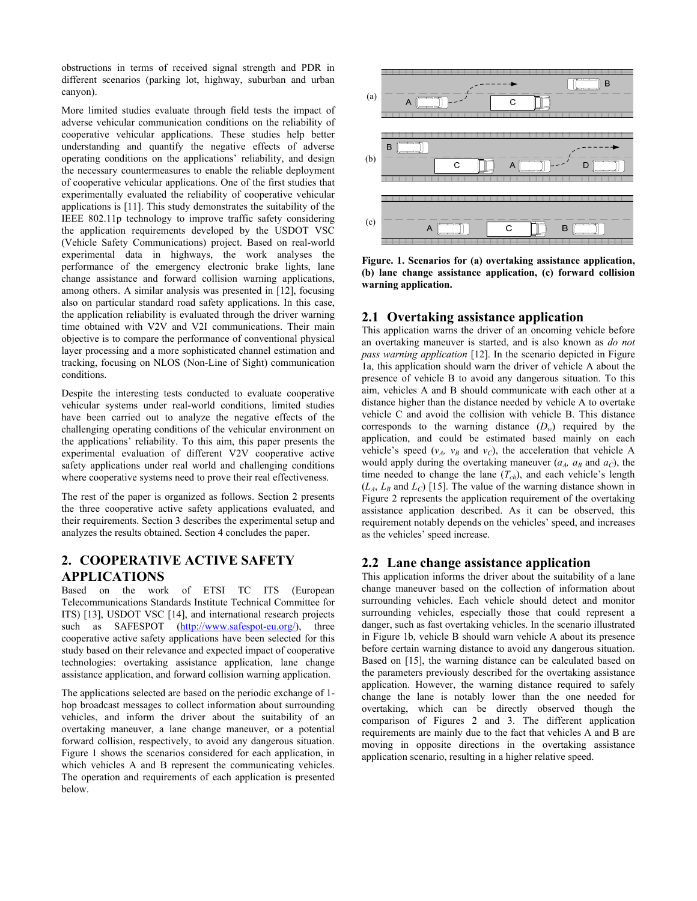obstructions in terms of received signal strength and PDR in different scenarios (parking lot, highway, suburban and urban canyon).

More limited studies evaluate through field tests the impact of adverse vehicular communication conditions on the reliability of cooperative vehicular applications. These studies help better understanding and quantify the negative effects of adverse operating conditions on the applications' reliability, and design the necessary countermeasures to enable the reliable deployment of cooperative vehicular applications. One of the first studies that experimentally evaluated the reliability of cooperative vehicular applications is [11]. This study demonstrates the suitability of the IEEE 802.11p technology to improve traffic safety considering the application requirements developed by the USDOT VSC (Vehicle Safety Communications) project. Based on real-world experimental data in highways, the work analyses the performance of the emergency electronic brake lights, lane change assistance and forward collision warning applications, among others. A similar analysis was presented in [12], focusing also on particular standard road safety applications. In this case, the application reliability is evaluated through the driver warning time obtained with V2V and V2I communications. Their main objective is to compare the performance of conventional physical layer processing and a more sophisticated channel estimation and tracking, focusing on NLOS (Non-Line of Sight) communication conditions.

Despite the interesting tests conducted to evaluate cooperative vehicular systems under real-world conditions, limited studies have been carried out to analyze the negative effects of the challenging operating conditions of the vehicular environment on the applications' reliability. To this aim, this paper presents the experimental evaluation of different V2V cooperative active safety applications under real world and challenging conditions where cooperative systems need to prove their real effectiveness.

The rest of the paper is organized as follows. Section 2 presents the three cooperative active safety applications evaluated, and their requirements. Section 3 describes the experimental setup and analyzes the results obtained. Section 4 concludes the paper.

# 2. COOPERATIVE ACTIVE SAFETY APPLICATIONS

Based on the work of ETSI TC ITS (European Telecommunications Standards Institute Technical Committee for ITS) [13], USDOT VSC [14], and international research projects such as SAFESPOT (http://www.safespot-eu.org/), three cooperative active safety applications have been selected for this study based on their relevance and expected impact of cooperative technologies: overtaking assistance application, lane change assistance application, and forward collision warning application.

The applications selected are based on the periodic exchange of 1-hop broadcast messages to collect information about surrounding vehicles, and inform the driver about the suitability of an overtaking maneuver, a lane change maneuver, or a potential forward collision, respectively, to avoid any dangerous situation. Figure 1 shows the scenarios considered for each application, in which vehicles A and B represent the communicating vehicles. The operation and requirements of each application is presented below.

**Figure. 1. Scenarios for (a) overtaking assistance application, (b) lane change assistance application, (c) forward collision warning application.**

## 2.1 Overtaking assistance application

This application warns the driver of an oncoming vehicle before an overtaking maneuver is started, and is also known as *do not pass warning application* [12]. In the scenario depicted in Figure 1a, this application should warn the driver of vehicle A about the presence of vehicle B to avoid any dangerous situation. To this aim, vehicles A and B should communicate with each other at a distance higher than the distance needed by vehicle A to overtake vehicle C and avoid the collision with vehicle B. This distance corresponds to the warning distance ($D_w$) required by the application, and could be estimated based mainly on each vehicle's speed ($v_A$, $v_B$ and $v_C$), the acceleration that vehicle A would apply during the overtaking maneuver ($a_A$, $a_B$ and $a_C$), the time needed to change the lane ($T_{ch}$), and each vehicle's length ($L_A$, $L_B$ and $L_C$) [15]. The value of the warning distance shown in Figure 2 represents the application requirement of the overtaking assistance application described. As it can be observed, this requirement notably depends on the vehicles' speed, and increases as the vehicles' speed increase.

## 2.2 Lane change assistance application

This application informs the driver about the suitability of a lane change maneuver based on the collection of information about surrounding vehicles. Each vehicle should detect and monitor surrounding vehicles, especially those that could represent a danger, such as fast overtaking vehicles. In the scenario illustrated in Figure 1b, vehicle B should warn vehicle A about its presence before certain warning distance to avoid any dangerous situation. Based on [15], the warning distance can be calculated based on the parameters previously described for the overtaking assistance application. However, the warning distance required to safely change the lane is notably lower than the one needed for overtaking, which can be directly observed though the comparison of Figures 2 and 3. The different application requirements are mainly due to the fact that vehicles A and B are moving in opposite directions in the overtaking assistance application scenario, resulting in a higher relative speed.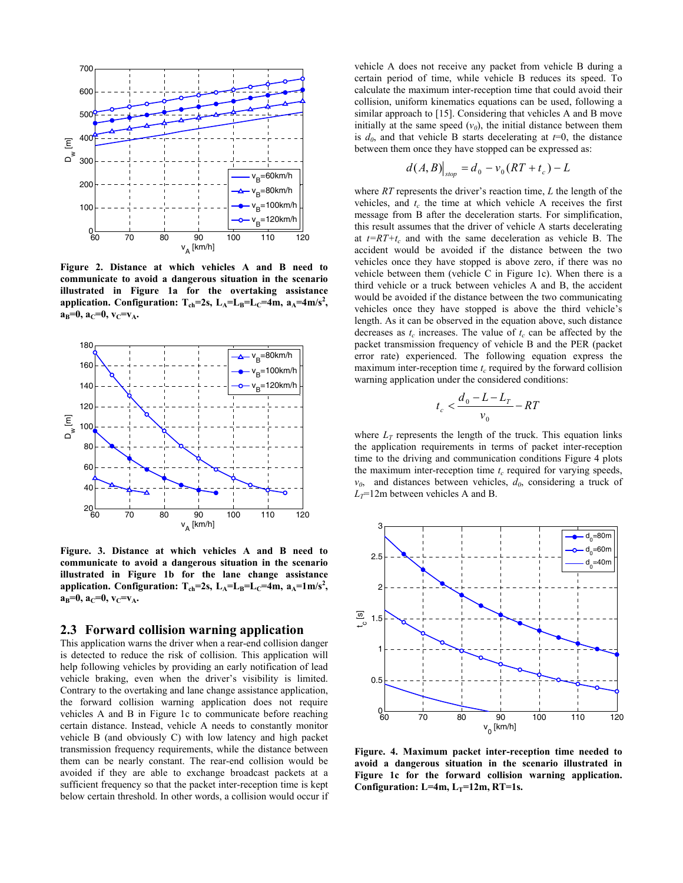Figure 2. Distance at which vehicles A and B need to communicate to avoid a dangerous situation in the scenario illustrated in Figure 1a for the overtaking assistance application. Configuration: $T_{ch}$=2s, $L_A$=$L_B$=$L_C$=4m, $a_A$=4m/s$^2$, $a_B$=0, $a_C$=0, $v_C$=$v_A$.

Figure. 3. Distance at which vehicles A and B need to communicate to avoid a dangerous situation in the scenario illustrated in Figure 1b for the lane change assistance application. Configuration: $T_{ch}$=2s, $L_A$=$L_B$=$L_C$=4m, $a_A$=1m/s$^2$, $a_B$=0, $a_C$=0, $v_C$=$v_A$.

## 2.3 Forward collision warning application

This application warns the driver when a rear-end collision danger is detected to reduce the risk of collision. This application will help following vehicles by providing an early notification of lead vehicle braking, even when the driver's visibility is limited. Contrary to the overtaking and lane change assistance application, the forward collision warning application does not require vehicles A and B in Figure 1c to communicate before reaching certain distance. Instead, vehicle A needs to constantly monitor vehicle B (and obviously C) with low latency and high packet transmission frequency requirements, while the distance between them can be nearly constant. The rear-end collision would be avoided if they are able to exchange broadcast packets at a sufficient frequency so that the packet inter-reception time is kept below certain threshold. In other words, a collision would occur if vehicle A does not receive any packet from vehicle B during a certain period of time, while vehicle B reduces its speed. To calculate the maximum inter-reception time that could avoid their collision, uniform kinematics equations can be used, following a similar approach to [15]. Considering that vehicles A and B move initially at the same speed ($v_0$), the initial distance between them is $d_0$, and that vehicle B starts decelerating at $t$=0, the distance between them once they have stopped can be expressed as:

$$d(A,B)\big|_{stop} = d_0 - v_0(RT + t_c) - L$$

where *RT* represents the driver's reaction time, *L* the length of the vehicles, and $t_c$ the time at which vehicle A receives the first message from B after the deceleration starts. For simplification, this result assumes that the driver of vehicle A starts decelerating at $t=RT+t_c$ and with the same deceleration as vehicle B. The accident would be avoided if the distance between the two vehicles once they have stopped is above zero, if there was no vehicle between them (vehicle C in Figure 1c). When there is a third vehicle or a truck between vehicles A and B, the accident would be avoided if the distance between the two communicating vehicles once they have stopped is above the third vehicle's length. As it can be observed in the equation above, such distance decreases as $t_c$ increases. The value of $t_c$ can be affected by the packet transmission frequency of vehicle B and the PER (packet error rate) experienced. The following equation express the maximum inter-reception time $t_c$ required by the forward collision warning application under the considered conditions:

$$t_c < \frac{d_0 - L - L_T}{v_0} - RT$$

where $L_T$ represents the length of the truck. This equation links the application requirements in terms of packet inter-reception time to the driving and communication conditions Figure 4 plots the maximum inter-reception time $t_c$ required for varying speeds, $v_0$, and distances between vehicles, $d_0$, considering a truck of $L_T$=12m between vehicles A and B.

Figure. 4. Maximum packet inter-reception time needed to avoid a dangerous situation in the scenario illustrated in Figure 1c for the forward collision warning application. Configuration: L=4m, $L_T$=12m, RT=1s.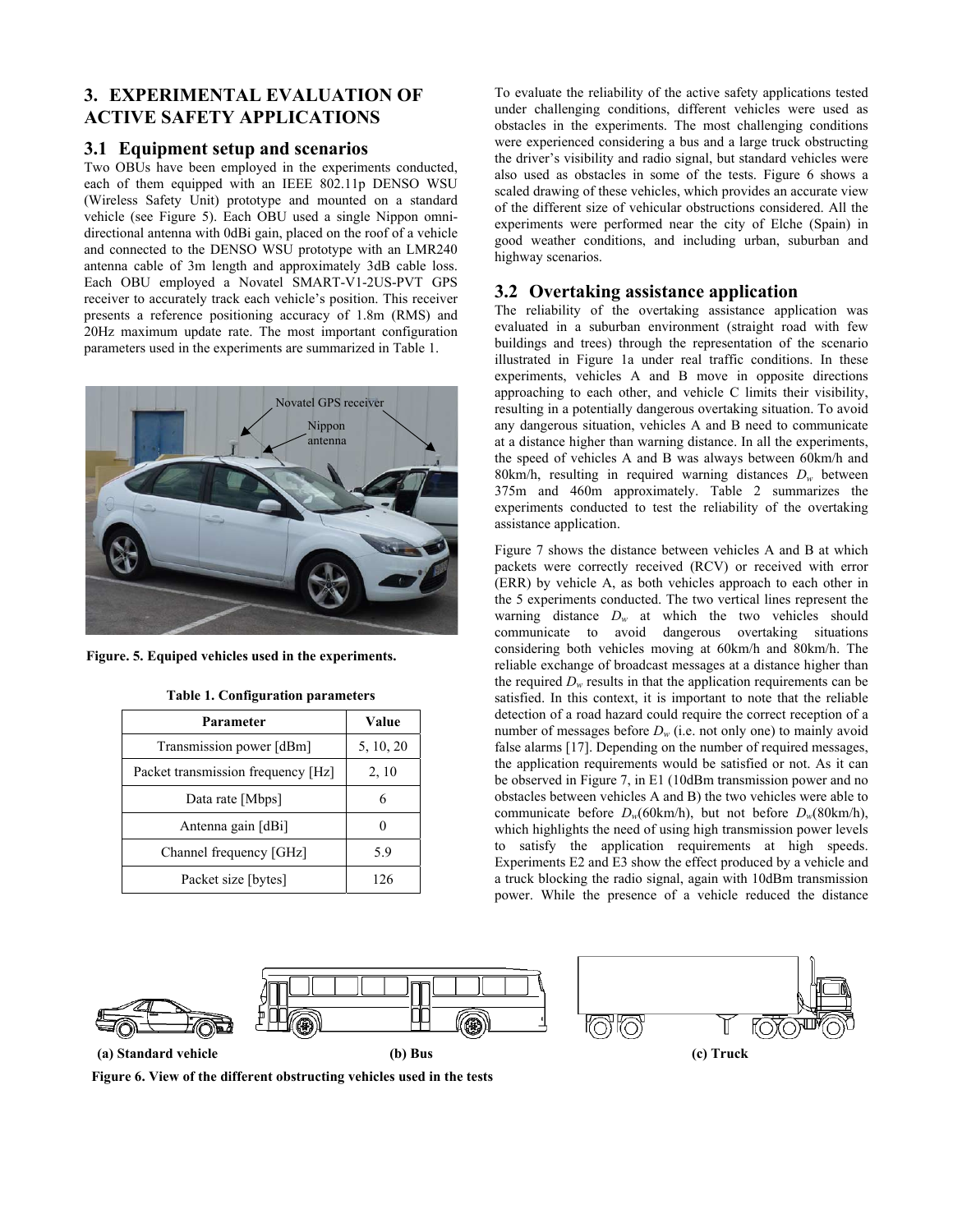## 3. EXPERIMENTAL EVALUATION OF ACTIVE SAFETY APPLICATIONS

### 3.1 Equipment setup and scenarios

Two OBUs have been employed in the experiments conducted, each of them equipped with an IEEE 802.11p DENSO WSU (Wireless Safety Unit) prototype and mounted on a standard vehicle (see Figure 5). Each OBU used a single Nippon omni-directional antenna with 0dBi gain, placed on the roof of a vehicle and connected to the DENSO WSU prototype with an LMR240 antenna cable of 3m length and approximately 3dB cable loss. Each OBU employed a Novatel SMART-V1-2US-PVT GPS receiver to accurately track each vehicle's position. This receiver presents a reference positioning accuracy of 1.8m (RMS) and 20Hz maximum update rate. The most important configuration parameters used in the experiments are summarized in Table 1.

**Figure. 5. Equiped vehicles used in the experiments.**

**Table 1. Configuration parameters**

| Parameter | Value |
|---|---|
| Transmission power [dBm] | 5, 10, 20 |
| Packet transmission frequency [Hz] | 2, 10 |
| Data rate [Mbps] | 6 |
| Antenna gain [dBi] | 0 |
| Channel frequency [GHz] | 5.9 |
| Packet size [bytes] | 126 |

To evaluate the reliability of the active safety applications tested under challenging conditions, different vehicles were used as obstacles in the experiments. The most challenging conditions were experienced considering a bus and a large truck obstructing the driver's visibility and radio signal, but standard vehicles were also used as obstacles in some of the tests. Figure 6 shows a scaled drawing of these vehicles, which provides an accurate view of the different size of vehicular obstructions considered. All the experiments were performed near the city of Elche (Spain) in good weather conditions, and including urban, suburban and highway scenarios.

### 3.2 Overtaking assistance application

The reliability of the overtaking assistance application was evaluated in a suburban environment (straight road with few buildings and trees) through the representation of the scenario illustrated in Figure 1a under real traffic conditions. In these experiments, vehicles A and B move in opposite directions approaching to each other, and vehicle C limits their visibility, resulting in a potentially dangerous overtaking situation. To avoid any dangerous situation, vehicles A and B need to communicate at a distance higher than warning distance. In all the experiments, the speed of vehicles A and B was always between 60km/h and 80km/h, resulting in required warning distances $D_w$ between 375m and 460m approximately. Table 2 summarizes the experiments conducted to test the reliability of the overtaking assistance application.

Figure 7 shows the distance between vehicles A and B at which packets were correctly received (RCV) or received with error (ERR) by vehicle A, as both vehicles approach to each other in the 5 experiments conducted. The two vertical lines represent the warning distance $D_w$ at which the two vehicles should communicate to avoid dangerous overtaking situations considering both vehicles moving at 60km/h and 80km/h. The reliable exchange of broadcast messages at a distance higher than the required $D_w$ results in that the application requirements can be satisfied. In this context, it is important to note that the reliable detection of a road hazard could require the correct reception of a number of messages before $D_w$ (i.e. not only one) to mainly avoid false alarms [17]. Depending on the number of required messages, the application requirements would be satisfied or not. As it can be observed in Figure 7, in E1 (10dBm transmission power and no obstacles between vehicles A and B) the two vehicles were able to communicate before $D_w$(60km/h), but not before $D_w$(80km/h), which highlights the need of using high transmission power levels to satisfy the application requirements at high speeds. Experiments E2 and E3 show the effect produced by a vehicle and a truck blocking the radio signal, again with 10dBm transmission power. While the presence of a vehicle reduced the distance

(a) Standard vehicle (b) Bus (c) Truck

**Figure 6. View of the different obstructing vehicles used in the tests**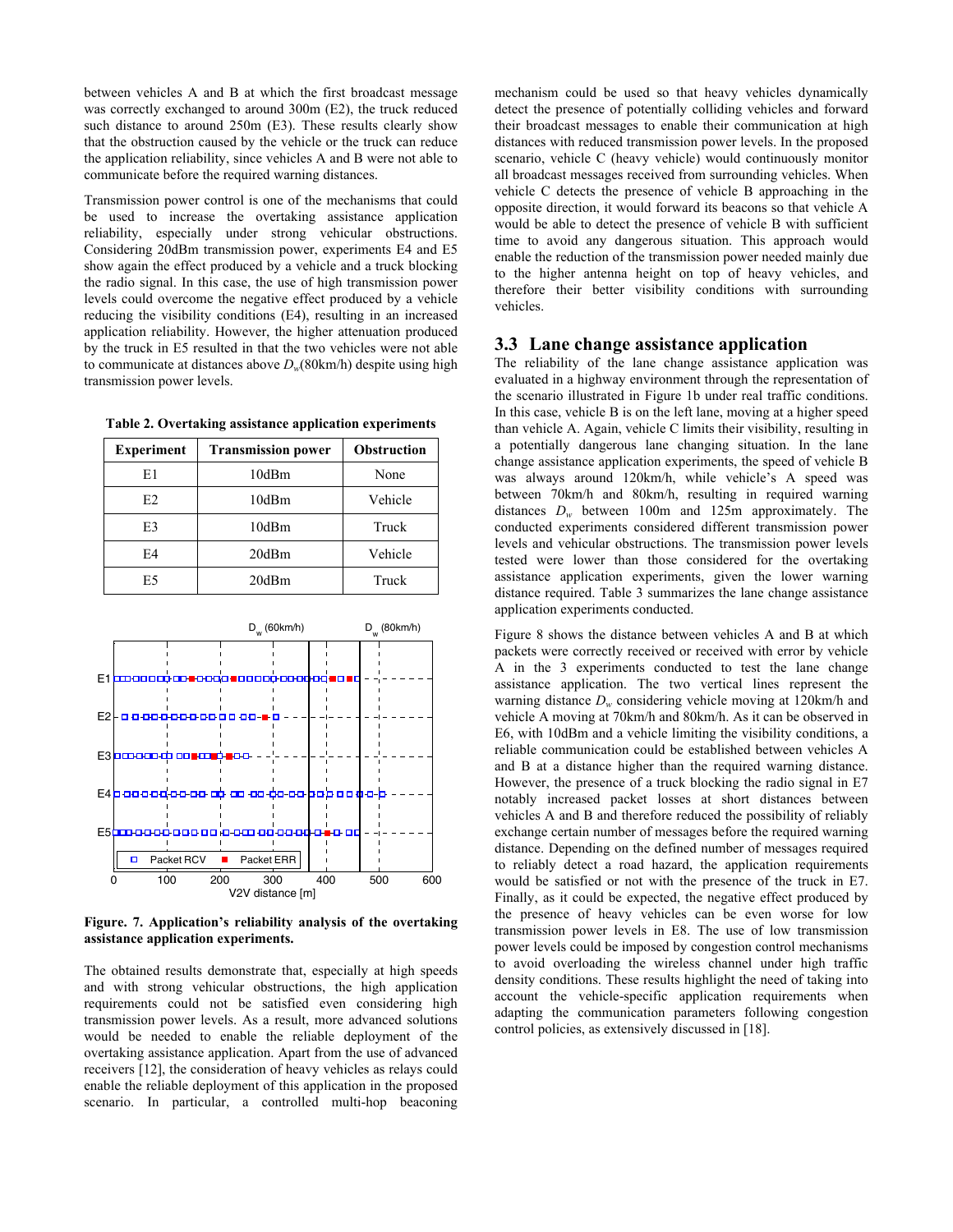between vehicles A and B at which the first broadcast message was correctly exchanged to around 300m (E2), the truck reduced such distance to around 250m (E3). These results clearly show that the obstruction caused by the vehicle or the truck can reduce the application reliability, since vehicles A and B were not able to communicate before the required warning distances.

Transmission power control is one of the mechanisms that could be used to increase the overtaking assistance application reliability, especially under strong vehicular obstructions. Considering 20dBm transmission power, experiments E4 and E5 show again the effect produced by a vehicle and a truck blocking the radio signal. In this case, the use of high transmission power levels could overcome the negative effect produced by a vehicle reducing the visibility conditions (E4), resulting in an increased application reliability. However, the higher attenuation produced by the truck in E5 resulted in that the two vehicles were not able to communicate at distances above $D_w$(80km/h) despite using high transmission power levels.

**Table 2. Overtaking assistance application experiments**

| Experiment | Transmission power | Obstruction |
|---|---|---|
| E1 | 10dBm | None |
| E2 | 10dBm | Vehicle |
| E3 | 10dBm | Truck |
| E4 | 20dBm | Vehicle |
| E5 | 20dBm | Truck |

**Figure. 7. Application's reliability analysis of the overtaking assistance application experiments.**

The obtained results demonstrate that, especially at high speeds and with strong vehicular obstructions, the high application requirements could not be satisfied even considering high transmission power levels. As a result, more advanced solutions would be needed to enable the reliable deployment of the overtaking assistance application. Apart from the use of advanced receivers [12], the consideration of heavy vehicles as relays could enable the reliable deployment of this application in the proposed scenario. In particular, a controlled multi-hop beaconing mechanism could be used so that heavy vehicles dynamically detect the presence of potentially colliding vehicles and forward their broadcast messages to enable their communication at high distances with reduced transmission power levels. In the proposed scenario, vehicle C (heavy vehicle) would continuously monitor all broadcast messages received from surrounding vehicles. When vehicle C detects the presence of vehicle B approaching in the opposite direction, it would forward its beacons so that vehicle A would be able to detect the presence of vehicle B with sufficient time to avoid any dangerous situation. This approach would enable the reduction of the transmission power needed mainly due to the higher antenna height on top of heavy vehicles, and therefore their better visibility conditions with surrounding vehicles.

## 3.3 Lane change assistance application

The reliability of the lane change assistance application was evaluated in a highway environment through the representation of the scenario illustrated in Figure 1b under real traffic conditions. In this case, vehicle B is on the left lane, moving at a higher speed than vehicle A. Again, vehicle C limits their visibility, resulting in a potentially dangerous lane changing situation. In the lane change assistance application experiments, the speed of vehicle B was always around 120km/h, while vehicle's A speed was between 70km/h and 80km/h, resulting in required warning distances $D_w$ between 100m and 125m approximately. The conducted experiments considered different transmission power levels and vehicular obstructions. The transmission power levels tested were lower than those considered for the overtaking assistance application experiments, given the lower warning distance required. Table 3 summarizes the lane change assistance application experiments conducted.

Figure 8 shows the distance between vehicles A and B at which packets were correctly received or received with error by vehicle A in the 3 experiments conducted to test the lane change assistance application. The two vertical lines represent the warning distance $D_w$ considering vehicle moving at 120km/h and vehicle A moving at 70km/h and 80km/h. As it can be observed in E6, with 10dBm and a vehicle limiting the visibility conditions, a reliable communication could be established between vehicles A and B at a distance higher than the required warning distance. However, the presence of a truck blocking the radio signal in E7 notably increased packet losses at short distances between vehicles A and B and therefore reduced the possibility of reliably exchange certain number of messages before the required warning distance. Depending on the defined number of messages required to reliably detect a road hazard, the application requirements would be satisfied or not with the presence of the truck in E7. Finally, as it could be expected, the negative effect produced by the presence of heavy vehicles can be even worse for low transmission power levels in E8. The use of low transmission power levels could be imposed by congestion control mechanisms to avoid overloading the wireless channel under high traffic density conditions. These results highlight the need of taking into account the vehicle-specific application requirements when adapting the communication parameters following congestion control policies, as extensively discussed in [18].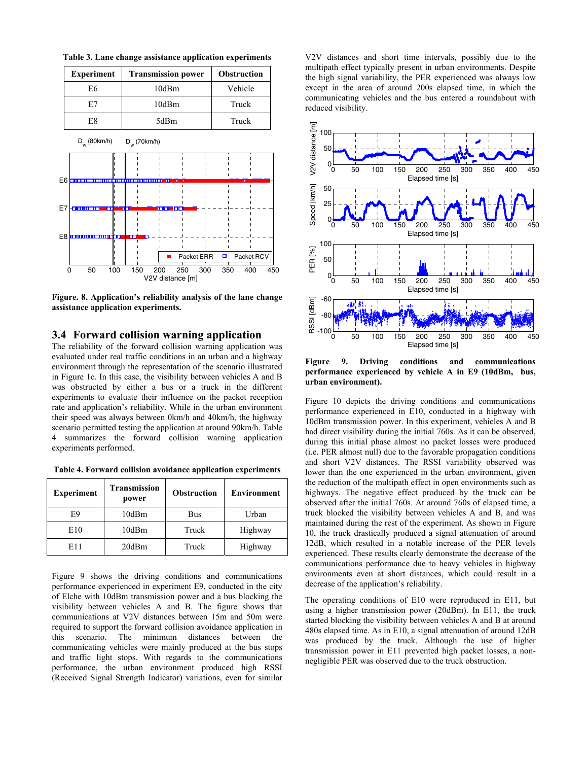**Table 3. Lane change assistance application experiments**

| Experiment | Transmission power | Obstruction |
|---|---|---|
| E6 | 10dBm | Vehicle |
| E7 | 10dBm | Truck |
| E8 | 5dBm | Truck |

**Figure. 8. Application's reliability analysis of the lane change assistance application experiments.**

## 3.4 Forward collision warning application

The reliability of the forward collision warning application was evaluated under real traffic conditions in an urban and a highway environment through the representation of the scenario illustrated in Figure 1c. In this case, the visibility between vehicles A and B was obstructed by either a bus or a truck in the different experiments to evaluate their influence on the packet reception rate and application's reliability. While in the urban environment their speed was always between 0km/h and 40km/h, the highway scenario permitted testing the application at around 90km/h. Table 4 summarizes the forward collision warning application experiments performed.

**Table 4. Forward collision avoidance application experiments**

| Experiment | Transmission power | Obstruction | Environment |
|---|---|---|---|
| E9 | 10dBm | Bus | Urban |
| E10 | 10dBm | Truck | Highway |
| E11 | 20dBm | Truck | Highway |

Figure 9 shows the driving conditions and communications performance experienced in experiment E9, conducted in the city of Elche with 10dBm transmission power and a bus blocking the visibility between vehicles A and B. The figure shows that communications at V2V distances between 15m and 50m were required to support the forward collision avoidance application in this scenario. The minimum distances between the communicating vehicles were mainly produced at the bus stops and traffic light stops. With regards to the communications performance, the urban environment produced high RSSI (Received Signal Strength Indicator) variations, even for similar V2V distances and short time intervals, possibly due to the multipath effect typically present in urban environments. Despite the high signal variability, the PER experienced was always low except in the area of around 200s elapsed time, in which the communicating vehicles and the bus entered a roundabout with reduced visibility.

**Figure 9. Driving conditions and communications performance experienced by vehicle A in E9 (10dBm, bus, urban environment).**

Figure 10 depicts the driving conditions and communications performance experienced in E10, conducted in a highway with 10dBm transmission power. In this experiment, vehicles A and B had direct visibility during the initial 760s. As it can be observed, during this initial phase almost no packet losses were produced (i.e. PER almost null) due to the favorable propagation conditions and short V2V distances. The RSSI variability observed was lower than the one experienced in the urban environment, given the reduction of the multipath effect in open environments such as highways. The negative effect produced by the truck can be observed after the initial 760s. At around 760s of elapsed time, a truck blocked the visibility between vehicles A and B, and was maintained during the rest of the experiment. As shown in Figure 10, the truck drastically produced a signal attenuation of around 12dB, which resulted in a notable increase of the PER levels experienced. These results clearly demonstrate the decrease of the communications performance due to heavy vehicles in highway environments even at short distances, which could result in a decrease of the application's reliability.

The operating conditions of E10 were reproduced in E11, but using a higher transmission power (20dBm). In E11, the truck started blocking the visibility between vehicles A and B at around 480s elapsed time. As in E10, a signal attenuation of around 12dB was produced by the truck. Although the use of higher transmission power in E11 prevented high packet losses, a non-negligible PER was observed due to the truck obstruction.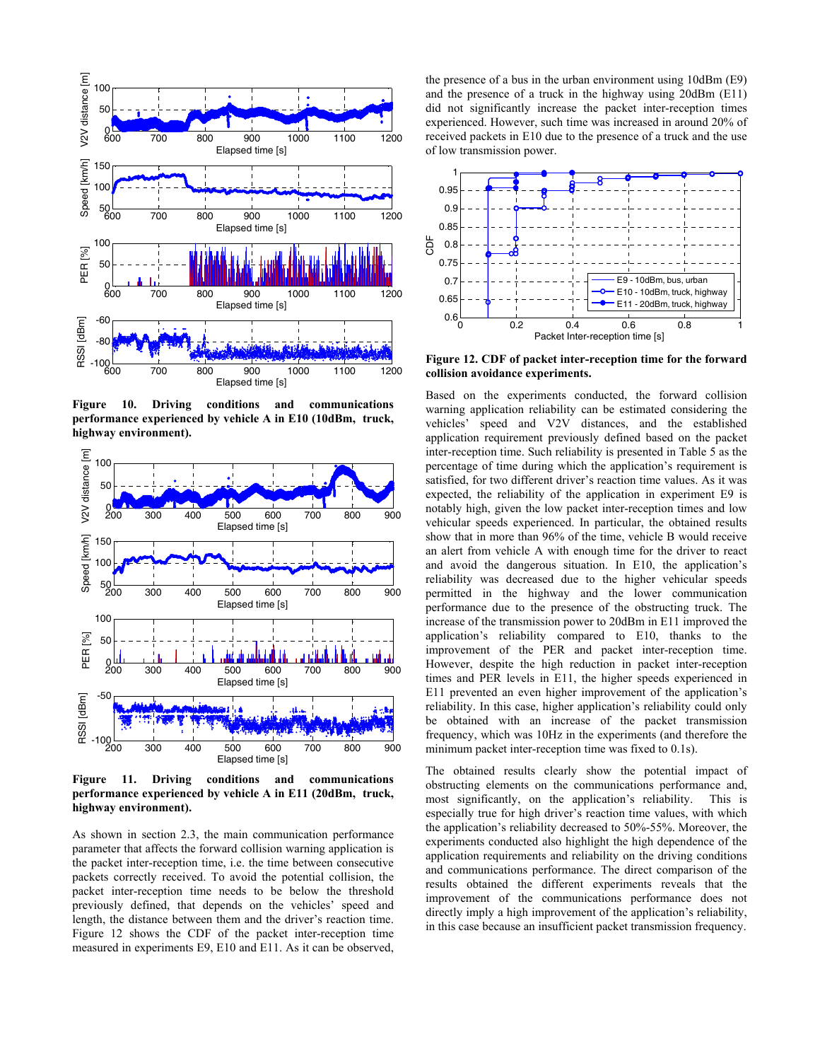Figure 10. Driving conditions and communications performance experienced by vehicle A in E10 (10dBm, truck, highway environment).

Figure 11. Driving conditions and communications performance experienced by vehicle A in E11 (20dBm, truck, highway environment).

As shown in section 2.3, the main communication performance parameter that affects the forward collision warning application is the packet inter-reception time, i.e. the time between consecutive packets correctly received. To avoid the potential collision, the packet inter-reception time needs to be below the threshold previously defined, that depends on the vehicles' speed and length, the distance between them and the driver's reaction time. Figure 12 shows the CDF of the packet inter-reception time measured in experiments E9, E10 and E11. As it can be observed, the presence of a bus in the urban environment using 10dBm (E9) and the presence of a truck in the highway using 20dBm (E11) did not significantly increase the packet inter-reception times experienced. However, such time was increased in around 20% of received packets in E10 due to the presence of a truck and the use of low transmission power.

**Figure 12. CDF of packet inter-reception time for the forward collision avoidance experiments.**

Based on the experiments conducted, the forward collision warning application reliability can be estimated considering the vehicles' speed and V2V distances, and the established application requirement previously defined based on the packet inter-reception time. Such reliability is presented in Table 5 as the percentage of time during which the application's requirement is satisfied, for two different driver's reaction time values. As it was expected, the reliability of the application in experiment E9 is notably high, given the low packet inter-reception times and low vehicular speeds experienced. In particular, the obtained results show that in more than 96% of the time, vehicle B would receive an alert from vehicle A with enough time for the driver to react and avoid the dangerous situation. In E10, the application's reliability was decreased due to the higher vehicular speeds permitted in the highway and the lower communication performance due to the presence of the obstructing truck. The increase of the transmission power to 20dBm in E11 improved the application's reliability compared to E10, thanks to the improvement of the PER and packet inter-reception time. However, despite the high reduction in packet inter-reception times and PER levels in E11, the higher speeds experienced in E11 prevented an even higher improvement of the application's reliability. In this case, higher application's reliability could only be obtained with an increase of the packet transmission frequency, which was 10Hz in the experiments (and therefore the minimum packet inter-reception time was fixed to 0.1s).

The obtained results clearly show the potential impact of obstructing elements on the communications performance and, most significantly, on the application's reliability. This is especially true for high driver's reaction time values, with which the application's reliability decreased to 50%-55%. Moreover, the experiments conducted also highlight the high dependence of the application requirements and reliability on the driving conditions and communications performance. The direct comparison of the results obtained the different experiments reveals that the improvement of the communications performance does not directly imply a high improvement of the application's reliability, in this case because an insufficient packet transmission frequency.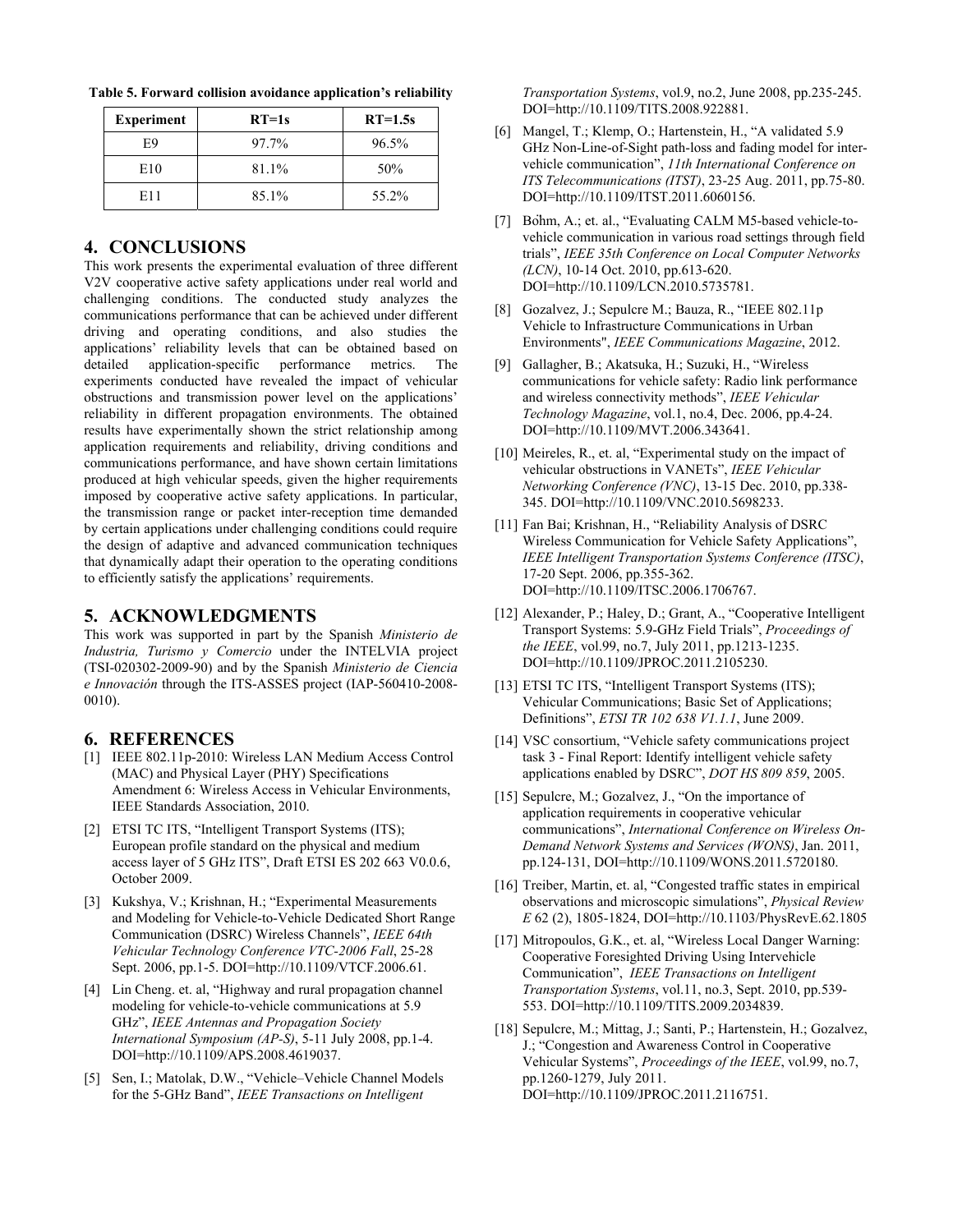**Table 5. Forward collision avoidance application's reliability**

| Experiment | RT=1s | RT=1.5s |
|---|---|---|
| E9 | 97.7% | 96.5% |
| E10 | 81.1% | 50% |
| E11 | 85.1% | 55.2% |

## 4. CONCLUSIONS

This work presents the experimental evaluation of three different V2V cooperative active safety applications under real world and challenging conditions. The conducted study analyzes the communications performance that can be achieved under different driving and operating conditions, and also studies the applications' reliability levels that can be obtained based on detailed application-specific performance metrics. The experiments conducted have revealed the impact of vehicular obstructions and transmission power level on the applications' reliability in different propagation environments. The obtained results have experimentally shown the strict relationship among application requirements and reliability, driving conditions and communications performance, and have shown certain limitations produced at high vehicular speeds, given the higher requirements imposed by cooperative active safety applications. In particular, the transmission range or packet inter-reception time demanded by certain applications under challenging conditions could require the design of adaptive and advanced communication techniques that dynamically adapt their operation to the operating conditions to efficiently satisfy the applications' requirements.

## 5. ACKNOWLEDGMENTS

This work was supported in part by the Spanish *Ministerio de Industria, Turismo y Comercio* under the INTELVIA project (TSI-020302-2009-90) and by the Spanish *Ministerio de Ciencia e Innovación* through the ITS-ASSES project (IAP-560410-2008-0010).

## 6. REFERENCES

[1] IEEE 802.11p-2010: Wireless LAN Medium Access Control (MAC) and Physical Layer (PHY) Specifications Amendment 6: Wireless Access in Vehicular Environments, IEEE Standards Association, 2010.

[2] ETSI TC ITS, "Intelligent Transport Systems (ITS); European profile standard on the physical and medium access layer of 5 GHz ITS", Draft ETSI ES 202 663 V0.0.6, October 2009.

[3] Kukshya, V.; Krishnan, H.; "Experimental Measurements and Modeling for Vehicle-to-Vehicle Dedicated Short Range Communication (DSRC) Wireless Channels", *IEEE 64th Vehicular Technology Conference VTC-2006 Fall*, 25-28 Sept. 2006, pp.1-5. DOI=http://10.1109/VTCF.2006.61.

[4] Lin Cheng. et. al, "Highway and rural propagation channel modeling for vehicle-to-vehicle communications at 5.9 GHz", *IEEE Antennas and Propagation Society International Symposium (AP-S)*, 5-11 July 2008, pp.1-4. DOI=http://10.1109/APS.2008.4619037.

[5] Sen, I.; Matolak, D.W., "Vehicle–Vehicle Channel Models for the 5-GHz Band", *IEEE Transactions on Intelligent Transportation Systems*, vol.9, no.2, June 2008, pp.235-245. DOI=http://10.1109/TITS.2008.922881.

[6] Mangel, T.; Klemp, O.; Hartenstein, H., "A validated 5.9 GHz Non-Line-of-Sight path-loss and fading model for inter-vehicle communication", *11th International Conference on ITS Telecommunications (ITST)*, 23-25 Aug. 2011, pp.75-80. DOI=http://10.1109/ITST.2011.6060156.

[7] Böhm, A.; et. al., "Evaluating CALM M5-based vehicle-to-vehicle communication in various road settings through field trials", *IEEE 35th Conference on Local Computer Networks (LCN)*, 10-14 Oct. 2010, pp.613-620. DOI=http://10.1109/LCN.2010.5735781.

[8] Gozalvez, J.; Sepulcre M.; Bauza, R., "IEEE 802.11p Vehicle to Infrastructure Communications in Urban Environments", *IEEE Communications Magazine*, 2012.

[9] Gallagher, B.; Akatsuka, H.; Suzuki, H., "Wireless communications for vehicle safety: Radio link performance and wireless connectivity methods", *IEEE Vehicular Technology Magazine*, vol.1, no.4, Dec. 2006, pp.4-24. DOI=http://10.1109/MVT.2006.343641.

[10] Meireles, R., et. al, "Experimental study on the impact of vehicular obstructions in VANETs", *IEEE Vehicular Networking Conference (VNC)*, 13-15 Dec. 2010, pp.338-345. DOI=http://10.1109/VNC.2010.5698233.

[11] Fan Bai; Krishnan, H., "Reliability Analysis of DSRC Wireless Communication for Vehicle Safety Applications", *IEEE Intelligent Transportation Systems Conference (ITSC)*, 17-20 Sept. 2006, pp.355-362. DOI=http://10.1109/ITSC.2006.1706767.

[12] Alexander, P.; Haley, D.; Grant, A., "Cooperative Intelligent Transport Systems: 5.9-GHz Field Trials", *Proceedings of the IEEE*, vol.99, no.7, July 2011, pp.1213-1235. DOI=http://10.1109/JPROC.2011.2105230.

[13] ETSI TC ITS, "Intelligent Transport Systems (ITS); Vehicular Communications; Basic Set of Applications; Definitions", *ETSI TR 102 638 V1.1.1*, June 2009.

[14] VSC consortium, "Vehicle safety communications project task 3 - Final Report: Identify intelligent vehicle safety applications enabled by DSRC", *DOT HS 809 859*, 2005.

[15] Sepulcre, M.; Gozalvez, J., "On the importance of application requirements in cooperative vehicular communications", *International Conference on Wireless On-Demand Network Systems and Services (WONS)*, Jan. 2011, pp.124-131, DOI=http://10.1109/WONS.2011.5720180.

[16] Treiber, Martin, et. al, "Congested traffic states in empirical observations and microscopic simulations", *Physical Review E* 62 (2), 1805-1824, DOI=http://10.1103/PhysRevE.62.1805

[17] Mitropoulos, G.K., et. al, "Wireless Local Danger Warning: Cooperative Foresighted Driving Using Intervehicle Communication", *IEEE Transactions on Intelligent Transportation Systems*, vol.11, no.3, Sept. 2010, pp.539-553. DOI=http://10.1109/TITS.2009.2034839.

[18] Sepulcre, M.; Mittag, J.; Santi, P.; Hartenstein, H.; Gozalvez, J.; "Congestion and Awareness Control in Cooperative Vehicular Systems", *Proceedings of the IEEE*, vol.99, no.7, pp.1260-1279, July 2011. DOI=http://10.1109/JPROC.2011.2116751.